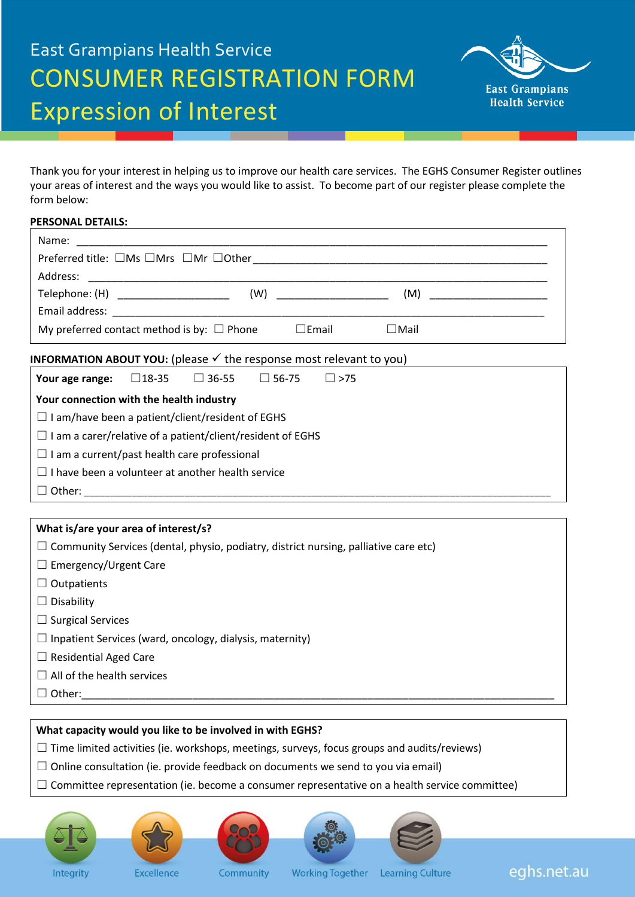East Grampians Health Service

# CONSUMER REGISTRATION FORM
# Expression of Interest

East Grampians Health Service

Thank you for your interest in helping us to improve our health care services. The EGHS Consumer Register outlines your areas of interest and the ways you would like to assist. To become part of our register please complete the form below:

**PERSONAL DETAILS:**

Name: ___________________________________________________________________________

Preferred title: ☐Ms ☐Mrs ☐Mr ☐Other_____________________________________________

Address: _________________________________________________________________________

Telephone: (H) __________________ (W) __________________ (M) ___________________

Email address: ____________________________________________________________________

My preferred contact method is by: ☐ Phone ☐Email ☐Mail

**INFORMATION ABOUT YOU:** (please ✓ the response most relevant to you)

**Your age range:** ☐18-35 ☐ 36-55 ☐ 56-75 ☐ >75

**Your connection with the health industry**

☐ I am/have been a patient/client/resident of EGHS

☐ I am a carer/relative of a patient/client/resident of EGHS

☐ I am a current/past health care professional

☐ I have been a volunteer at another health service

☐ Other: _________________________________________________________________________

**What is/are your area of interest/s?**

☐ Community Services (dental, physio, podiatry, district nursing, palliative care etc)

☐ Emergency/Urgent Care

☐ Outpatients

☐ Disability

☐ Surgical Services

☐ Inpatient Services (ward, oncology, dialysis, maternity)

☐ Residential Aged Care

☐ All of the health services

☐ Other:_________________________________________________________________________

**What capacity would you like to be involved in with EGHS?**

☐ Time limited activities (ie. workshops, meetings, surveys, focus groups and audits/reviews)

☐ Online consultation (ie. provide feedback on documents we send to you via email)

☐ Committee representation (ie. become a consumer representative on a health service committee)

Integrity | Excellence | Community | Working Together | Learning Culture

eghs.net.au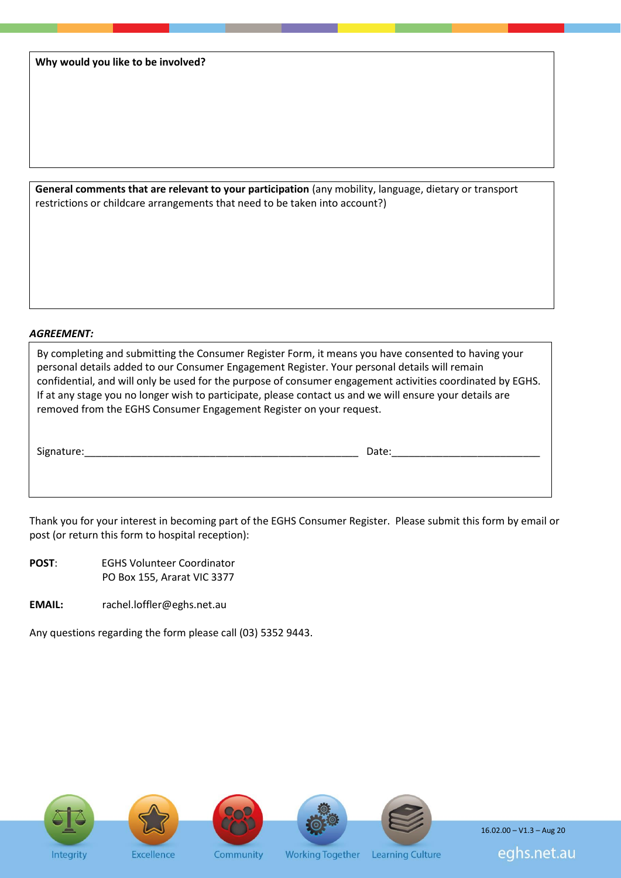**Why would you like to be involved?**

**General comments that are relevant to your participation** (any mobility, language, dietary or transport restrictions or childcare arrangements that need to be taken into account?)

***AGREEMENT:***

By completing and submitting the Consumer Register Form, it means you have consented to having your personal details added to our Consumer Engagement Register. Your personal details will remain confidential, and will only be used for the purpose of consumer engagement activities coordinated by EGHS. If at any stage you no longer wish to participate, please contact us and we will ensure your details are removed from the EGHS Consumer Engagement Register on your request.

Signature:_________________________________________________ Date:__________________________

Thank you for your interest in becoming part of the EGHS Consumer Register. Please submit this form by email or post (or return this form to hospital reception):

**POST**: EGHS Volunteer Coordinator
PO Box 155, Ararat VIC 3377

**EMAIL:** rachel.loffler@eghs.net.au

Any questions regarding the form please call (03) 5352 9443.

Integrity Excellence Community Working Together Learning Culture

16.02.00 – V1.3 – Aug 20

eghs.net.au